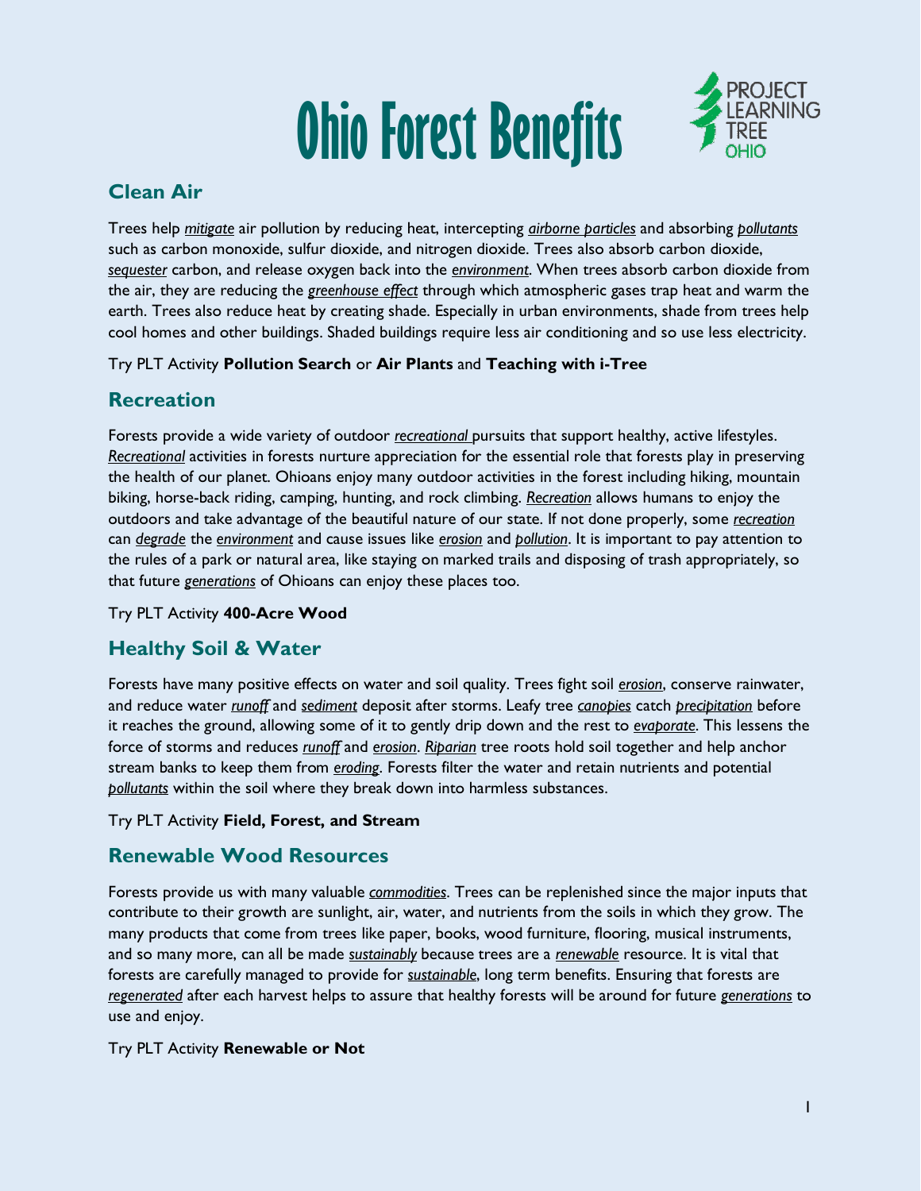# Ohio Forest Benefits

## Clean Air

Trees help *mitigate* air pollution by reducing heat, intercepting *airborne particles* and absorbing *pollutants* such as carbon monoxide, sulfur dioxide, and nitrogen dioxide. Trees also absorb carbon dioxide, *sequester* carbon, and release oxygen back into the *environment*. When trees absorb carbon dioxide from the air, they are reducing the *greenhouse effect* through which atmospheric gases trap heat and warm the earth. Trees also reduce heat by creating shade. Especially in urban environments, shade from trees help cool homes and other buildings. Shaded buildings require less air conditioning and so use less electricity.

Try PLT Activity **Pollution Search** or **Air Plants** and **Teaching with i-Tree**

## Recreation

Forests provide a wide variety of outdoor *recreational* pursuits that support healthy, active lifestyles. *Recreational* activities in forests nurture appreciation for the essential role that forests play in preserving the health of our planet. Ohioans enjoy many outdoor activities in the forest including hiking, mountain biking, horse-back riding, camping, hunting, and rock climbing. *Recreation* allows humans to enjoy the outdoors and take advantage of the beautiful nature of our state. If not done properly, some *recreation* can *degrade* the *environment* and cause issues like *erosion* and *pollution*. It is important to pay attention to the rules of a park or natural area, like staying on marked trails and disposing of trash appropriately, so that future *generations* of Ohioans can enjoy these places too.

Try PLT Activity **400-Acre Wood**

## Healthy Soil & Water

Forests have many positive effects on water and soil quality. Trees fight soil *erosion*, conserve rainwater, and reduce water *runoff* and *sediment* deposit after storms. Leafy tree *canopies* catch *precipitation* before it reaches the ground, allowing some of it to gently drip down and the rest to *evaporate*. This lessens the force of storms and reduces *runoff* and *erosion*. *Riparian* tree roots hold soil together and help anchor stream banks to keep them from *eroding*. Forests filter the water and retain nutrients and potential *pollutants* within the soil where they break down into harmless substances.

Try PLT Activity **Field, Forest, and Stream**

## Renewable Wood Resources

Forests provide us with many valuable *commodities*. Trees can be replenished since the major inputs that contribute to their growth are sunlight, air, water, and nutrients from the soils in which they grow. The many products that come from trees like paper, books, wood furniture, flooring, musical instruments, and so many more, can all be made *sustainably* because trees are a *renewable* resource. It is vital that forests are carefully managed to provide for *sustainable*, long term benefits. Ensuring that forests are *regenerated* after each harvest helps to assure that healthy forests will be around for future *generations* to use and enjoy.

Try PLT Activity **Renewable or Not**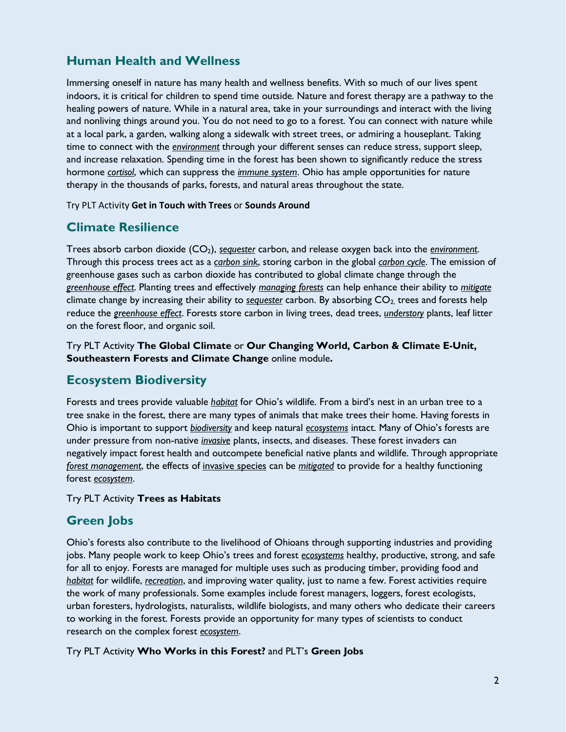## Human Health and Wellness

Immersing oneself in nature has many health and wellness benefits. With so much of our lives spent indoors, it is critical for children to spend time outside. Nature and forest therapy are a pathway to the healing powers of nature. While in a natural area, take in your surroundings and interact with the living and nonliving things around you. You do not need to go to a forest. You can connect with nature while at a local park, a garden, walking along a sidewalk with street trees, or admiring a houseplant. Taking time to connect with the *environment* through your different senses can reduce stress, support sleep, and increase relaxation. Spending time in the forest has been shown to significantly reduce the stress hormone *cortisol*, which can suppress the *immune system*. Ohio has ample opportunities for nature therapy in the thousands of parks, forests, and natural areas throughout the state.

Try PLT Activity **Get in Touch with Trees** or **Sounds Around**

## Climate Resilience

Trees absorb carbon dioxide ($CO_2$), *sequester* carbon, and release oxygen back into the *environment*. Through this process trees act as a *carbon sink*, storing carbon in the global *carbon cycle*. The emission of greenhouse gases such as carbon dioxide has contributed to global climate change through the *greenhouse effect*. Planting trees and effectively *managing forests* can help enhance their ability to *mitigate* climate change by increasing their ability to *sequester* carbon. By absorbing $CO_2$, trees and forests help reduce the *greenhouse effect*. Forests store carbon in living trees, dead trees, *understory* plants, leaf litter on the forest floor, and organic soil.

Try PLT Activity **The Global Climate** or **Our Changing World, Carbon & Climate E-Unit, Southeastern Forests and Climate Change** online module**.**

## Ecosystem Biodiversity

Forests and trees provide valuable *habitat* for Ohio's wildlife. From a bird's nest in an urban tree to a tree snake in the forest, there are many types of animals that make trees their home. Having forests in Ohio is important to support *biodiversity* and keep natural *ecosystems* intact. Many of Ohio's forests are under pressure from non-native *invasive* plants, insects, and diseases. These forest invaders can negatively impact forest health and outcompete beneficial native plants and wildlife. Through appropriate *forest management*, the effects of invasive species can be *mitigated* to provide for a healthy functioning forest *ecosystem*.

Try PLT Activity **Trees as Habitats**

## Green Jobs

Ohio's forests also contribute to the livelihood of Ohioans through supporting industries and providing jobs. Many people work to keep Ohio's trees and forest *ecosystems* healthy, productive, strong, and safe for all to enjoy. Forests are managed for multiple uses such as producing timber, providing food and *habitat* for wildlife, *recreation*, and improving water quality, just to name a few. Forest activities require the work of many professionals. Some examples include forest managers, loggers, forest ecologists, urban foresters, hydrologists, naturalists, wildlife biologists, and many others who dedicate their careers to working in the forest. Forests provide an opportunity for many types of scientists to conduct research on the complex forest *ecosystem*.

Try PLT Activity **Who Works in this Forest?** and PLT's **Green Jobs**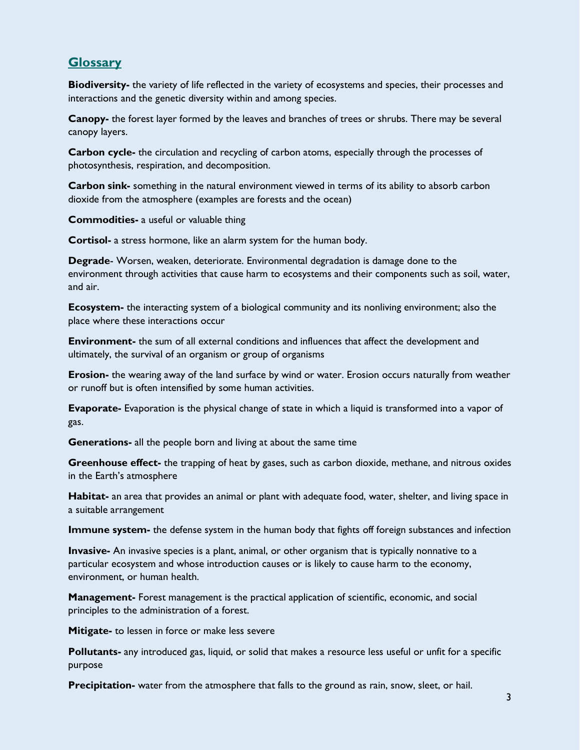## Glossary

**Biodiversity-** the variety of life reflected in the variety of ecosystems and species, their processes and interactions and the genetic diversity within and among species.

**Canopy-** the forest layer formed by the leaves and branches of trees or shrubs. There may be several canopy layers.

**Carbon cycle-** the circulation and recycling of carbon atoms, especially through the processes of photosynthesis, respiration, and decomposition.

**Carbon sink-** something in the natural environment viewed in terms of its ability to absorb carbon dioxide from the atmosphere (examples are forests and the ocean)

**Commodities-** a useful or valuable thing

**Cortisol-** a stress hormone, like an alarm system for the human body.

**Degrade**- Worsen, weaken, deteriorate. Environmental degradation is damage done to the environment through activities that cause harm to ecosystems and their components such as soil, water, and air.

**Ecosystem-** the interacting system of a biological community and its nonliving environment; also the place where these interactions occur

**Environment-** the sum of all external conditions and influences that affect the development and ultimately, the survival of an organism or group of organisms

**Erosion-** the wearing away of the land surface by wind or water. Erosion occurs naturally from weather or runoff but is often intensified by some human activities.

**Evaporate-** Evaporation is the physical change of state in which a liquid is transformed into a vapor of gas.

**Generations-** all the people born and living at about the same time

**Greenhouse effect-** the trapping of heat by gases, such as carbon dioxide, methane, and nitrous oxides in the Earth's atmosphere

**Habitat-** an area that provides an animal or plant with adequate food, water, shelter, and living space in a suitable arrangement

**Immune system-** the defense system in the human body that fights off foreign substances and infection

**Invasive-** An invasive species is a plant, animal, or other organism that is typically nonnative to a particular ecosystem and whose introduction causes or is likely to cause harm to the economy, environment, or human health.

**Management-** Forest management is the practical application of scientific, economic, and social principles to the administration of a forest.

**Mitigate-** to lessen in force or make less severe

**Pollutants-** any introduced gas, liquid, or solid that makes a resource less useful or unfit for a specific purpose

**Precipitation-** water from the atmosphere that falls to the ground as rain, snow, sleet, or hail.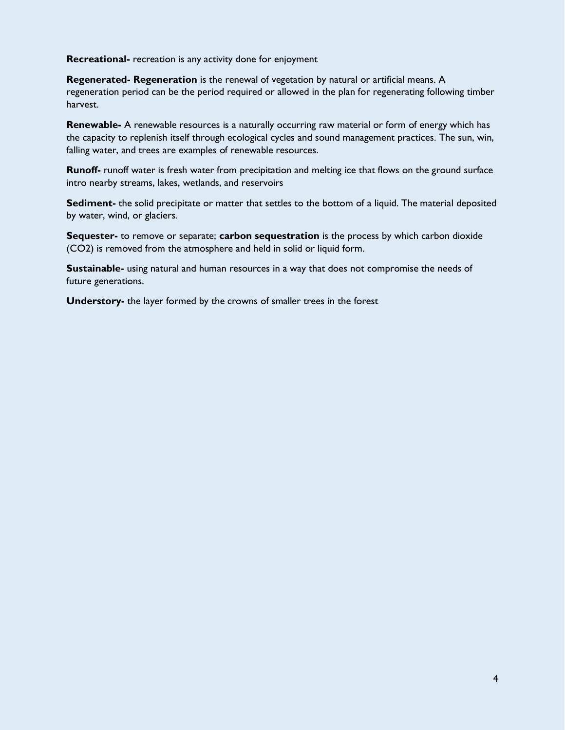**Recreational-** recreation is any activity done for enjoyment

**Regenerated- Regeneration** is the renewal of vegetation by natural or artificial means. A regeneration period can be the period required or allowed in the plan for regenerating following timber harvest.

**Renewable-** A renewable resources is a naturally occurring raw material or form of energy which has the capacity to replenish itself through ecological cycles and sound management practices. The sun, win, falling water, and trees are examples of renewable resources.

**Runoff-** runoff water is fresh water from precipitation and melting ice that flows on the ground surface intro nearby streams, lakes, wetlands, and reservoirs

**Sediment-** the solid precipitate or matter that settles to the bottom of a liquid. The material deposited by water, wind, or glaciers.

**Sequester-** to remove or separate; **carbon sequestration** is the process by which carbon dioxide ($CO_2$) is removed from the atmosphere and held in solid or liquid form.

**Sustainable-** using natural and human resources in a way that does not compromise the needs of future generations.

**Understory-** the layer formed by the crowns of smaller trees in the forest